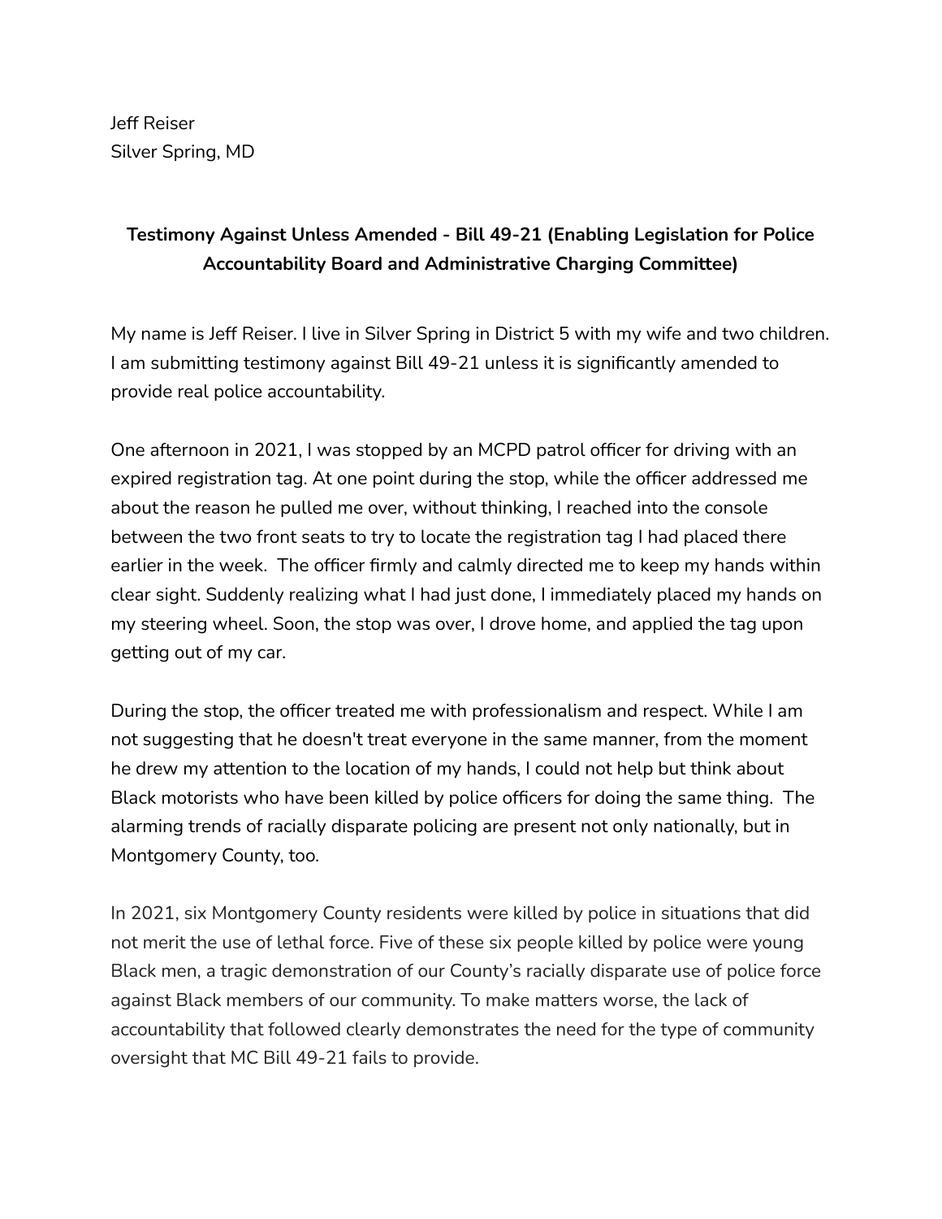Jeff Reiser
Silver Spring, MD

**Testimony Against Unless Amended - Bill 49-21 (Enabling Legislation for Police Accountability Board and Administrative Charging Committee)**

My name is Jeff Reiser. I live in Silver Spring in District 5 with my wife and two children. I am submitting testimony against Bill 49-21 unless it is significantly amended to provide real police accountability.

One afternoon in 2021, I was stopped by an MCPD patrol officer for driving with an expired registration tag. At one point during the stop, while the officer addressed me about the reason he pulled me over, without thinking, I reached into the console between the two front seats to try to locate the registration tag I had placed there earlier in the week. The officer firmly and calmly directed me to keep my hands within clear sight. Suddenly realizing what I had just done, I immediately placed my hands on my steering wheel. Soon, the stop was over, I drove home, and applied the tag upon getting out of my car.

During the stop, the officer treated me with professionalism and respect. While I am not suggesting that he doesn't treat everyone in the same manner, from the moment he drew my attention to the location of my hands, I could not help but think about Black motorists who have been killed by police officers for doing the same thing. The alarming trends of racially disparate policing are present not only nationally, but in Montgomery County, too.

In 2021, six Montgomery County residents were killed by police in situations that did not merit the use of lethal force. Five of these six people killed by police were young Black men, a tragic demonstration of our County's racially disparate use of police force against Black members of our community. To make matters worse, the lack of accountability that followed clearly demonstrates the need for the type of community oversight that MC Bill 49-21 fails to provide.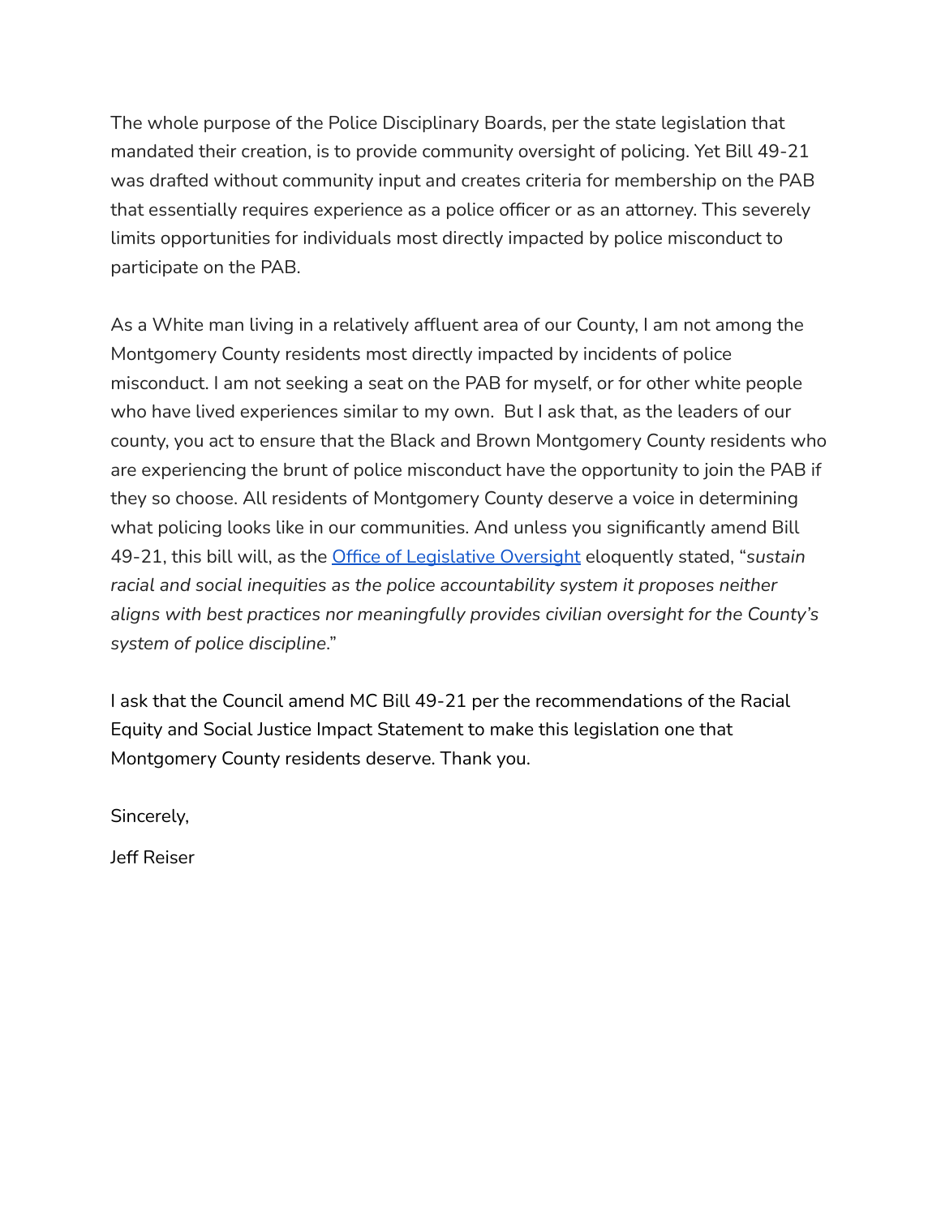The whole purpose of the Police Disciplinary Boards, per the state legislation that mandated their creation, is to provide community oversight of policing. Yet Bill 49-21 was drafted without community input and creates criteria for membership on the PAB that essentially requires experience as a police officer or as an attorney. This severely limits opportunities for individuals most directly impacted by police misconduct to participate on the PAB.

As a White man living in a relatively affluent area of our County, I am not among the Montgomery County residents most directly impacted by incidents of police misconduct. I am not seeking a seat on the PAB for myself, or for other white people who have lived experiences similar to my own. But I ask that, as the leaders of our county, you act to ensure that the Black and Brown Montgomery County residents who are experiencing the brunt of police misconduct have the opportunity to join the PAB if they so choose. All residents of Montgomery County deserve a voice in determining what policing looks like in our communities. And unless you significantly amend Bill 49-21, this bill will, as the [Office of Legislative Oversight] eloquently stated, "*sustain racial and social inequities as the police accountability system it proposes neither aligns with best practices nor meaningfully provides civilian oversight for the County's system of police discipline*."

I ask that the Council amend MC Bill 49-21 per the recommendations of the Racial Equity and Social Justice Impact Statement to make this legislation one that Montgomery County residents deserve. Thank you.

Sincerely,

Jeff Reiser